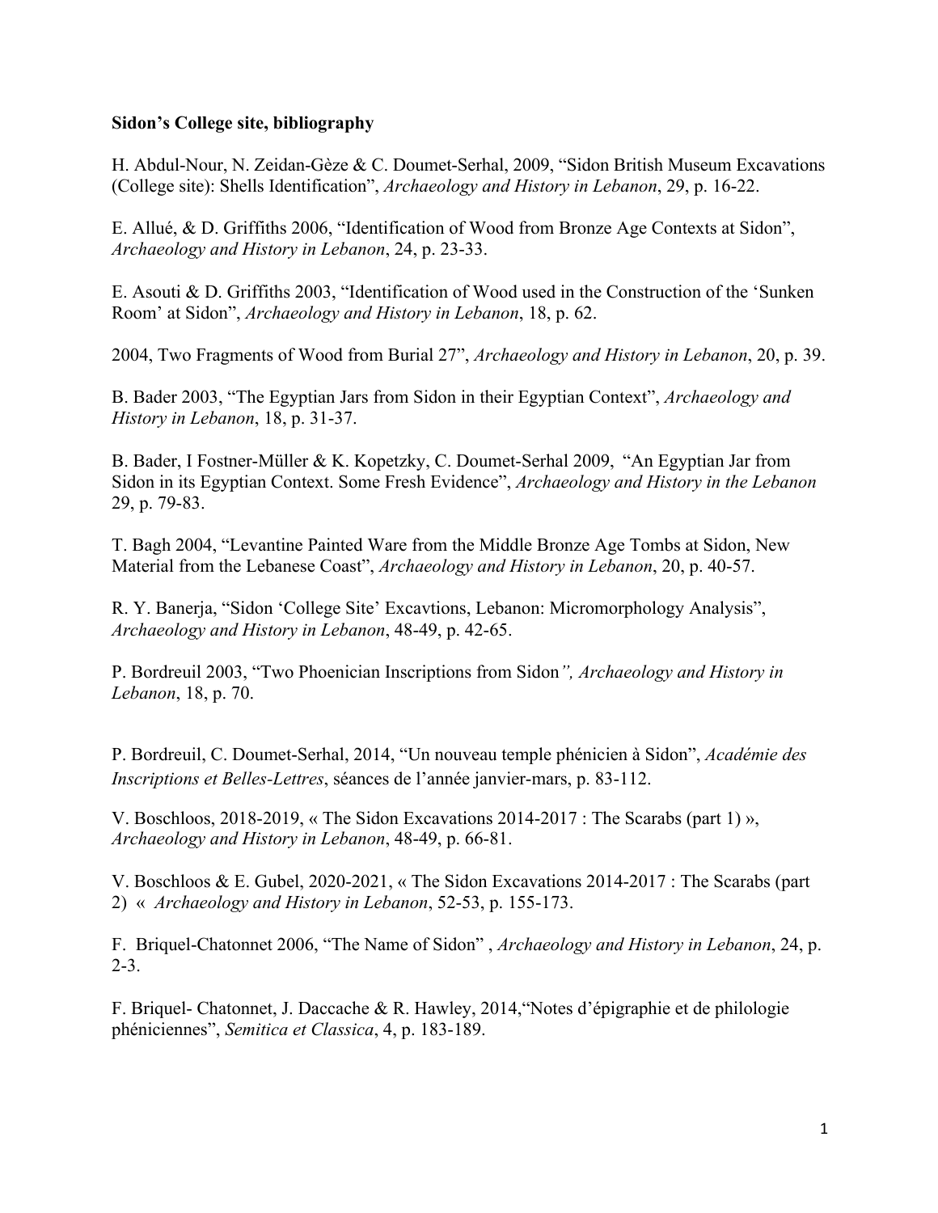**Sidon's College site, bibliography**

H. Abdul-Nour, N. Zeidan-Gèze & C. Doumet-Serhal, 2009, "Sidon British Museum Excavations (College site): Shells Identification", *Archaeology and History in Lebanon*, 29, p. 16-22.

E. Allué, & D. Griffiths 2006, "Identification of Wood from Bronze Age Contexts at Sidon", *Archaeology and History in Lebanon*, 24, p. 23-33.

E. Asouti & D. Griffiths 2003, "Identification of Wood used in the Construction of the 'Sunken Room' at Sidon", *Archaeology and History in Lebanon*, 18, p. 62.

2004, Two Fragments of Wood from Burial 27", *Archaeology and History in Lebanon*, 20, p. 39.

B. Bader 2003, "The Egyptian Jars from Sidon in their Egyptian Context", *Archaeology and History in Lebanon*, 18, p. 31-37.

B. Bader, I Fostner-Müller & K. Kopetzky, C. Doumet-Serhal 2009, "An Egyptian Jar from Sidon in its Egyptian Context. Some Fresh Evidence", *Archaeology and History in the Lebanon* 29, p. 79-83.

T. Bagh 2004, "Levantine Painted Ware from the Middle Bronze Age Tombs at Sidon, New Material from the Lebanese Coast", *Archaeology and History in Lebanon*, 20, p. 40-57.

R. Y. Banerja, "Sidon 'College Site' Excavtions, Lebanon: Micromorphology Analysis", *Archaeology and History in Lebanon*, 48-49, p. 42-65.

P. Bordreuil 2003, "Two Phoenician Inscriptions from Sidon*", Archaeology and History in Lebanon*, 18, p. 70.

P. Bordreuil, C. Doumet-Serhal, 2014, "Un nouveau temple phénicien à Sidon", *Académie des Inscriptions et Belles-Lettres*, séances de l'année janvier-mars, p. 83-112.

V. Boschloos, 2018-2019, « The Sidon Excavations 2014-2017 : The Scarabs (part 1) », *Archaeology and History in Lebanon*, 48-49, p. 66-81.

V. Boschloos & E. Gubel, 2020-2021, « The Sidon Excavations 2014-2017 : The Scarabs (part 2) « *Archaeology and History in Lebanon*, 52-53, p. 155-173.

F. Briquel-Chatonnet 2006, "The Name of Sidon" , *Archaeology and History in Lebanon*, 24, p. 2-3.

F. Briquel- Chatonnet, J. Daccache & R. Hawley, 2014,"Notes d'épigraphie et de philologie phéniciennes", *Semitica et Classica*, 4, p. 183-189.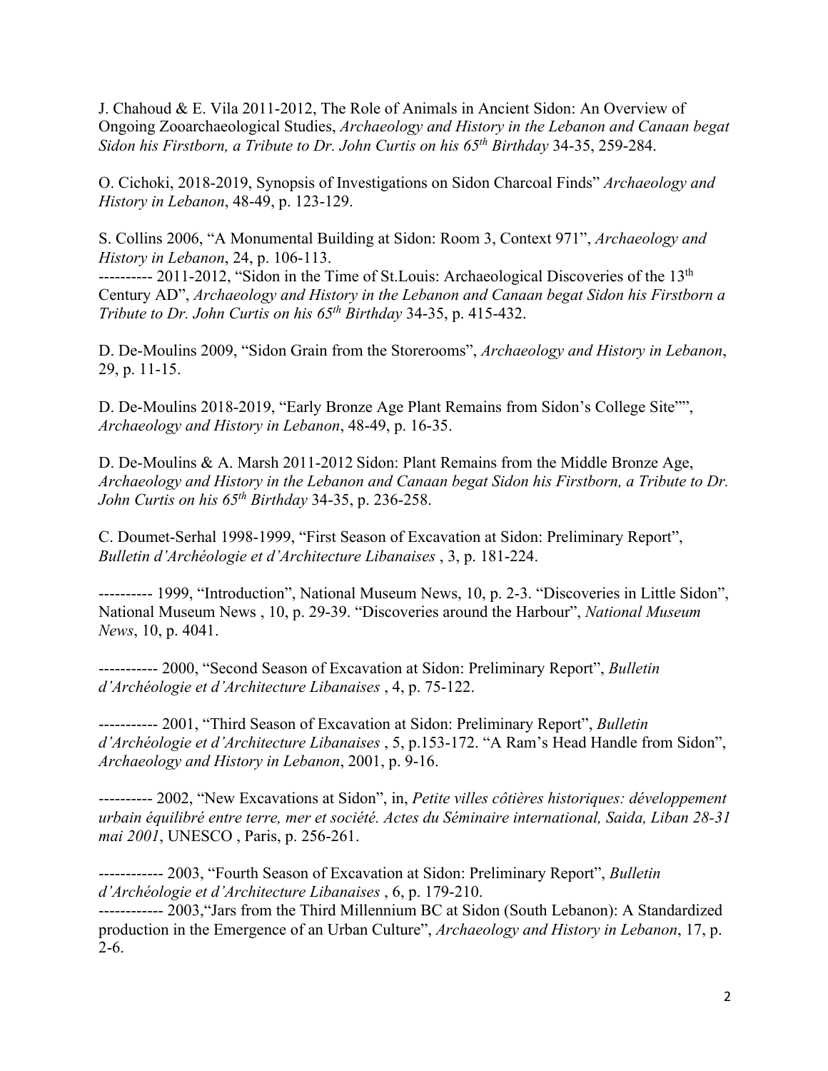J. Chahoud & E. Vila 2011-2012, The Role of Animals in Ancient Sidon: An Overview of Ongoing Zooarchaeological Studies, *Archaeology and History in the Lebanon and Canaan begat Sidon his Firstborn, a Tribute to Dr. John Curtis on his 65th Birthday* 34-35, 259-284.

O. Cichoki, 2018-2019, Synopsis of Investigations on Sidon Charcoal Finds" *Archaeology and History in Lebanon*, 48-49, p. 123-129.

S. Collins 2006, "A Monumental Building at Sidon: Room 3, Context 971", *Archaeology and History in Lebanon*, 24, p. 106-113.
---------- 2011-2012, "Sidon in the Time of St.Louis: Archaeological Discoveries of the 13th Century AD", *Archaeology and History in the Lebanon and Canaan begat Sidon his Firstborn a Tribute to Dr. John Curtis on his 65th Birthday* 34-35, p. 415-432.

D. De-Moulins 2009, "Sidon Grain from the Storerooms", *Archaeology and History in Lebanon*, 29, p. 11-15.

D. De-Moulins 2018-2019, "Early Bronze Age Plant Remains from Sidon's College Site"", *Archaeology and History in Lebanon*, 48-49, p. 16-35.

D. De-Moulins & A. Marsh 2011-2012 Sidon: Plant Remains from the Middle Bronze Age, *Archaeology and History in the Lebanon and Canaan begat Sidon his Firstborn, a Tribute to Dr. John Curtis on his 65th Birthday* 34-35, p. 236-258.

C. Doumet-Serhal 1998-1999, "First Season of Excavation at Sidon: Preliminary Report", *Bulletin d'Archéologie et d'Architecture Libanaises* , 3, p. 181-224.

---------- 1999, "Introduction", National Museum News, 10, p. 2-3. "Discoveries in Little Sidon", National Museum News , 10, p. 29-39. "Discoveries around the Harbour", *National Museum News*, 10, p. 4041.

----------- 2000, "Second Season of Excavation at Sidon: Preliminary Report", *Bulletin d'Archéologie et d'Architecture Libanaises* , 4, p. 75-122.

----------- 2001, "Third Season of Excavation at Sidon: Preliminary Report", *Bulletin d'Archéologie et d'Architecture Libanaises* , 5, p.153-172. "A Ram's Head Handle from Sidon", *Archaeology and History in Lebanon*, 2001, p. 9-16.

---------- 2002, "New Excavations at Sidon", in, *Petite villes côtières historiques: développement urbain équilibré entre terre, mer et société. Actes du Séminaire international, Saida, Liban 28-31 mai 2001*, UNESCO , Paris, p. 256-261.

------------ 2003, "Fourth Season of Excavation at Sidon: Preliminary Report", *Bulletin d'Archéologie et d'Architecture Libanaises* , 6, p. 179-210.
------------ 2003,"Jars from the Third Millennium BC at Sidon (South Lebanon): A Standardized production in the Emergence of an Urban Culture", *Archaeology and History in Lebanon*, 17, p. 2-6.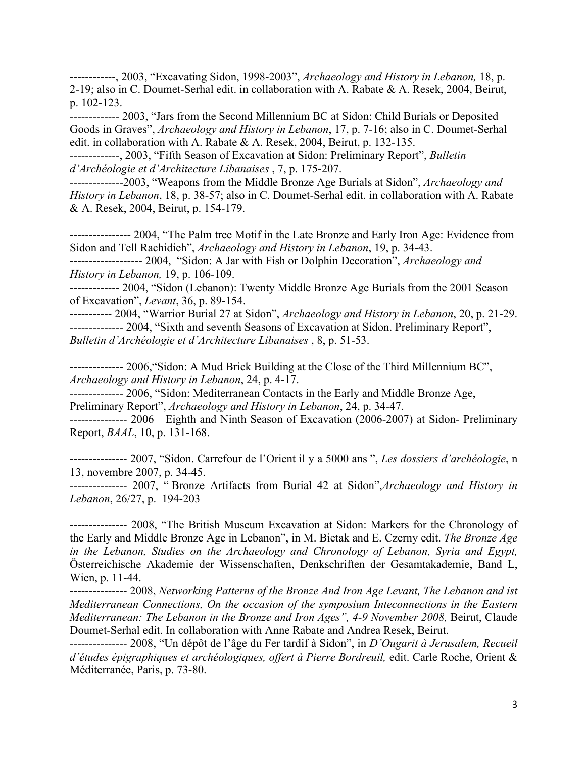------------, 2003, "Excavating Sidon, 1998-2003", *Archaeology and History in Lebanon,* 18, p. 2-19; also in C. Doumet-Serhal edit. in collaboration with A. Rabate & A. Resek, 2004, Beirut, p. 102-123.
------------- 2003, "Jars from the Second Millennium BC at Sidon: Child Burials or Deposited Goods in Graves", *Archaeology and History in Lebanon*, 17, p. 7-16; also in C. Doumet-Serhal edit. in collaboration with A. Rabate & A. Resek, 2004, Beirut, p. 132-135.
-------------, 2003, "Fifth Season of Excavation at Sidon: Preliminary Report", *Bulletin d'Archéologie et d'Architecture Libanaises* , 7, p. 175-207.
-------------2003, "Weapons from the Middle Bronze Age Burials at Sidon", *Archaeology and History in Lebanon*, 18, p. 38-57; also in C. Doumet-Serhal edit. in collaboration with A. Rabate & A. Resek, 2004, Beirut, p. 154-179.

---------------- 2004, "The Palm tree Motif in the Late Bronze and Early Iron Age: Evidence from Sidon and Tell Rachidieh", *Archaeology and History in Lebanon*, 19, p. 34-43.
------------------- 2004, "Sidon: A Jar with Fish or Dolphin Decoration", *Archaeology and History in Lebanon,* 19, p. 106-109.
------------- 2004, "Sidon (Lebanon): Twenty Middle Bronze Age Burials from the 2001 Season of Excavation", *Levant*, 36, p. 89-154.
----------- 2004, "Warrior Burial 27 at Sidon", *Archaeology and History in Lebanon*, 20, p. 21-29.
-------------- 2004, "Sixth and seventh Seasons of Excavation at Sidon. Preliminary Report", *Bulletin d'Archéologie et d'Architecture Libanaises* , 8, p. 51-53.

-------------- 2006,"Sidon: A Mud Brick Building at the Close of the Third Millennium BC", *Archaeology and History in Lebanon*, 24, p. 4-17.
-------------- 2006, "Sidon: Mediterranean Contacts in the Early and Middle Bronze Age, Preliminary Report", *Archaeology and History in Lebanon*, 24, p. 34-47.
--------------- 2006 Eighth and Ninth Season of Excavation (2006-2007) at Sidon- Preliminary Report, *BAAL*, 10, p. 131-168.

--------------- 2007, "Sidon. Carrefour de l'Orient il y a 5000 ans ", *Les dossiers d'archéologie*, n 13, novembre 2007, p. 34-45.
--------------- 2007, " Bronze Artifacts from Burial 42 at Sidon",*Archaeology and History in Lebanon*, 26/27, p. 194-203

--------------- 2008, "The British Museum Excavation at Sidon: Markers for the Chronology of the Early and Middle Bronze Age in Lebanon", in M. Bietak and E. Czerny edit. *The Bronze Age in the Lebanon, Studies on the Archaeology and Chronology of Lebanon, Syria and Egypt,* Österreichische Akademie der Wissenschaften, Denkschriften der Gesamtakademie, Band L, Wien, p. 11-44.
--------------- 2008, *Networking Patterns of the Bronze And Iron Age Levant, The Lebanon and ist Mediterranean Connections, On the occasion of the symposium Inteconnections in the Eastern Mediterranean: The Lebanon in the Bronze and Iron Ages", 4-9 November 2008,* Beirut, Claude Doumet-Serhal edit. In collaboration with Anne Rabate and Andrea Resek, Beirut.
--------------- 2008, "Un dépôt de l'âge du Fer tardif à Sidon", in *D'Ougarit à Jerusalem, Recueil d'études épigraphiques et archéologiques, offert à Pierre Bordreuil,* edit. Carle Roche, Orient & Méditerranée, Paris, p. 73-80.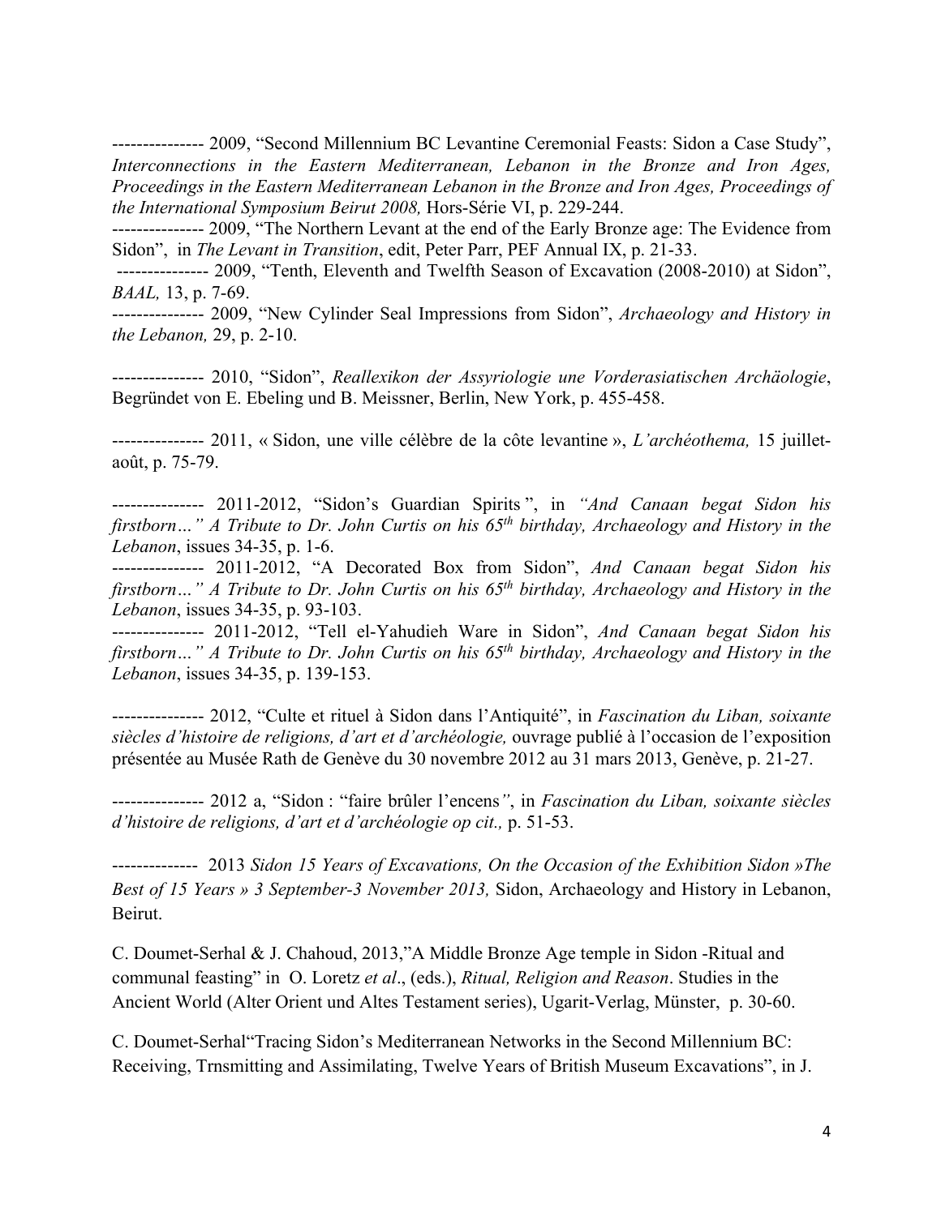--------------- 2009, "Second Millennium BC Levantine Ceremonial Feasts: Sidon a Case Study", *Interconnections in the Eastern Mediterranean, Lebanon in the Bronze and Iron Ages, Proceedings in the Eastern Mediterranean Lebanon in the Bronze and Iron Ages, Proceedings of the International Symposium Beirut 2008,* Hors-Série VI, p. 229-244.

--------------- 2009, "The Northern Levant at the end of the Early Bronze age: The Evidence from Sidon", in *The Levant in Transition*, edit, Peter Parr, PEF Annual IX, p. 21-33.

--------------- 2009, "Tenth, Eleventh and Twelfth Season of Excavation (2008-2010) at Sidon", *BAAL,* 13, p. 7-69.

--------------- 2009, "New Cylinder Seal Impressions from Sidon", *Archaeology and History in the Lebanon,* 29, p. 2-10.

--------------- 2010, "Sidon", *Reallexikon der Assyriologie une Vorderasiatischen Archäologie*, Begründet von E. Ebeling und B. Meissner, Berlin, New York, p. 455-458.

--------------- 2011, « Sidon, une ville célèbre de la côte levantine », *L'archéothema,* 15 juillet-août, p. 75-79.

--------------- 2011-2012, "Sidon's Guardian Spirits ", in *"And Canaan begat Sidon his firstborn…" A Tribute to Dr. John Curtis on his 65th birthday, Archaeology and History in the Lebanon*, issues 34-35, p. 1-6.

--------------- 2011-2012, "A Decorated Box from Sidon", *And Canaan begat Sidon his firstborn…" A Tribute to Dr. John Curtis on his 65th birthday, Archaeology and History in the Lebanon*, issues 34-35, p. 93-103.

--------------- 2011-2012, "Tell el-Yahudieh Ware in Sidon", *And Canaan begat Sidon his firstborn…" A Tribute to Dr. John Curtis on his 65th birthday, Archaeology and History in the Lebanon*, issues 34-35, p. 139-153.

--------------- 2012, "Culte et rituel à Sidon dans l'Antiquité", in *Fascination du Liban, soixante siècles d'histoire de religions, d'art et d'archéologie,* ouvrage publié à l'occasion de l'exposition présentée au Musée Rath de Genève du 30 novembre 2012 au 31 mars 2013, Genève, p. 21-27.

--------------- 2012 a, "Sidon : "faire brûler l'encens*"*, in *Fascination du Liban, soixante siècles d'histoire de religions, d'art et d'archéologie op cit.,* p. 51-53.

-------------- 2013 *Sidon 15 Years of Excavations, On the Occasion of the Exhibition Sidon »The Best of 15 Years » 3 September-3 November 2013,* Sidon, Archaeology and History in Lebanon, Beirut.

C. Doumet-Serhal & J. Chahoud, 2013,"A Middle Bronze Age temple in Sidon -Ritual and communal feasting" in O. Loretz *et al*., (eds.), *Ritual, Religion and Reason*. Studies in the Ancient World (Alter Orient und Altes Testament series), Ugarit-Verlag, Münster, p. 30-60.

C. Doumet-Serhal"Tracing Sidon's Mediterranean Networks in the Second Millennium BC: Receiving, Trnsmitting and Assimilating, Twelve Years of British Museum Excavations", in J.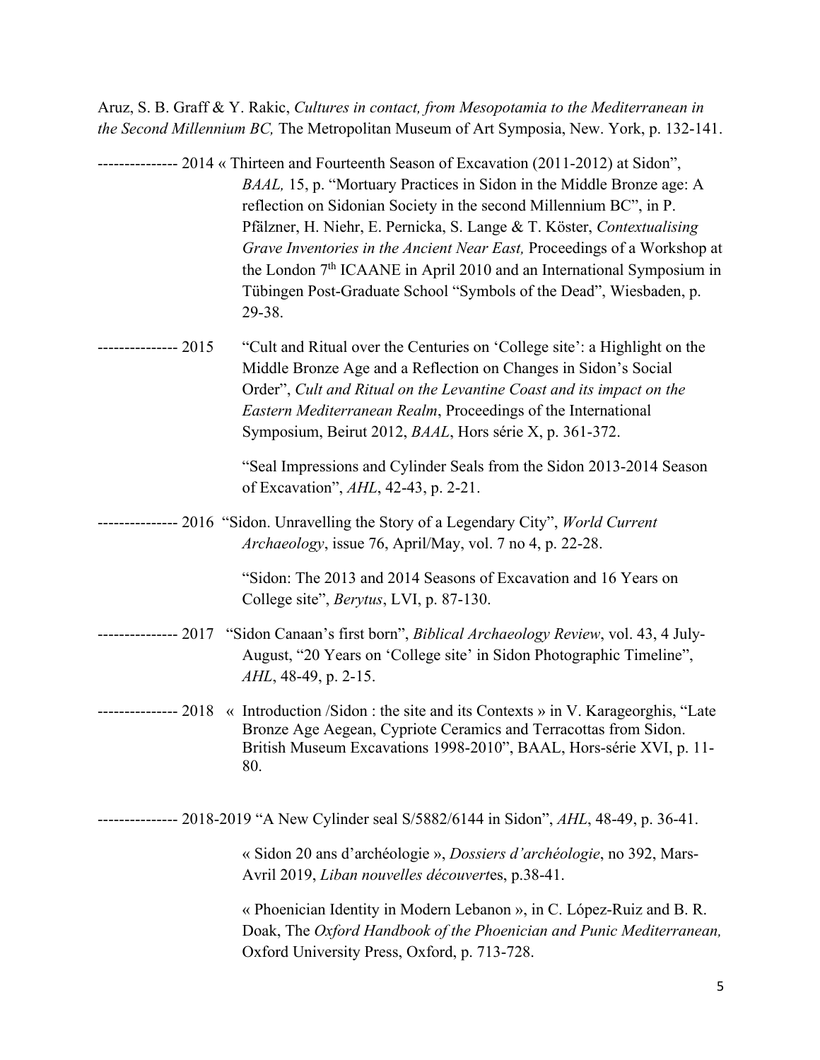Aruz, S. B. Graff & Y. Rakic, *Cultures in contact, from Mesopotamia to the Mediterranean in the Second Millennium BC,* The Metropolitan Museum of Art Symposia, New. York, p. 132-141.

--------------- 2014 « Thirteen and Fourteenth Season of Excavation (2011-2012) at Sidon", *BAAL,* 15, p. "Mortuary Practices in Sidon in the Middle Bronze age: A reflection on Sidonian Society in the second Millennium BC", in P. Pfälzner, H. Niehr, E. Pernicka, S. Lange & T. Köster, *Contextualising Grave Inventories in the Ancient Near East,* Proceedings of a Workshop at the London 7th ICAANE in April 2010 and an International Symposium in Tübingen Post-Graduate School "Symbols of the Dead", Wiesbaden, p. 29-38.

--------------- 2015 "Cult and Ritual over the Centuries on 'College site': a Highlight on the Middle Bronze Age and a Reflection on Changes in Sidon's Social Order", *Cult and Ritual on the Levantine Coast and its impact on the Eastern Mediterranean Realm*, Proceedings of the International Symposium, Beirut 2012, *BAAL*, Hors série X, p. 361-372.

"Seal Impressions and Cylinder Seals from the Sidon 2013-2014 Season of Excavation", *AHL*, 42-43, p. 2-21.

--------------- 2016 "Sidon. Unravelling the Story of a Legendary City", *World Current Archaeology*, issue 76, April/May, vol. 7 no 4, p. 22-28.

"Sidon: The 2013 and 2014 Seasons of Excavation and 16 Years on College site", *Berytus*, LVI, p. 87-130.

--------------- 2017 "Sidon Canaan's first born", *Biblical Archaeology Review*, vol. 43, 4 July-August, "20 Years on 'College site' in Sidon Photographic Timeline", *AHL*, 48-49, p. 2-15.

--------------- 2018 « Introduction /Sidon : the site and its Contexts » in V. Karageorghis, "Late Bronze Age Aegean, Cypriote Ceramics and Terracottas from Sidon. British Museum Excavations 1998-2010", BAAL, Hors-série XVI, p. 11-80.

--------------- 2018-2019 "A New Cylinder seal S/5882/6144 in Sidon", *AHL*, 48-49, p. 36-41.

« Sidon 20 ans d'archéologie », *Dossiers d'archéologie*, no 392, Mars-Avril 2019, *Liban nouvelles découvert*es, p.38-41.

« Phoenician Identity in Modern Lebanon », in C. López-Ruiz and B. R. Doak, The *Oxford Handbook of the Phoenician and Punic Mediterranean,* Oxford University Press, Oxford, p. 713-728.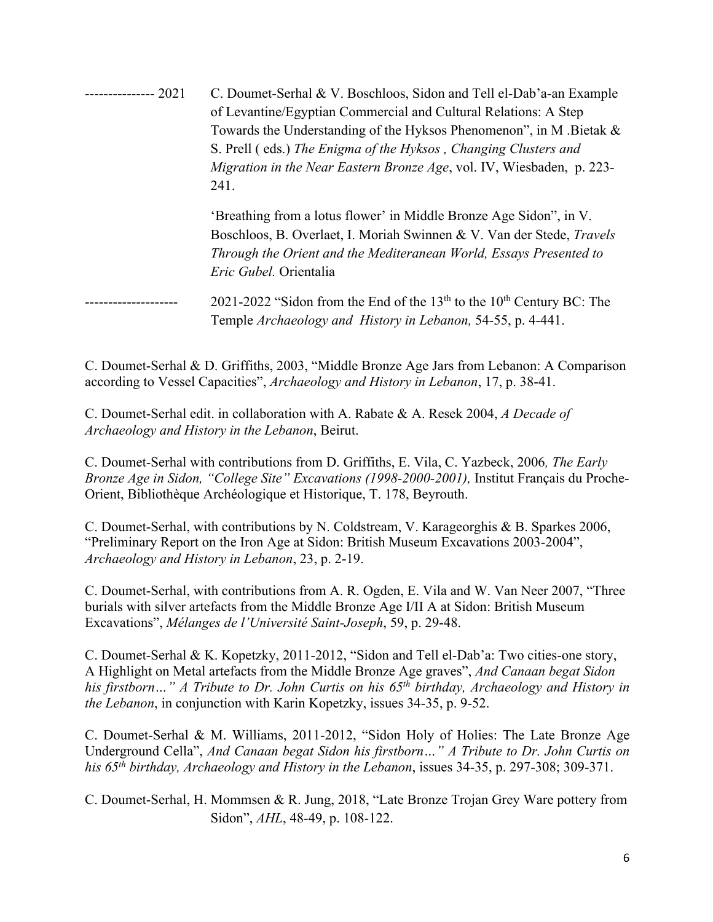--------------- 2021 C. Doumet-Serhal & V. Boschloos, Sidon and Tell el-Dab'a-an Example of Levantine/Egyptian Commercial and Cultural Relations: A Step Towards the Understanding of the Hyksos Phenomenon", in M .Bietak & S. Prell ( eds.) *The Enigma of the Hyksos , Changing Clusters and Migration in the Near Eastern Bronze Age*, vol. IV, Wiesbaden, p. 223-241.

'Breathing from a lotus flower' in Middle Bronze Age Sidon", in V. Boschloos, B. Overlaet, I. Moriah Swinnen & V. Van der Stede, *Travels Through the Orient and the Mediteranean World, Essays Presented to Eric Gubel.* Orientalia

------------------- 2021-2022 "Sidon from the End of the 13th to the 10th Century BC: The Temple *Archaeology and History in Lebanon,* 54-55, p. 4-441.

C. Doumet-Serhal & D. Griffiths, 2003, "Middle Bronze Age Jars from Lebanon: A Comparison according to Vessel Capacities", *Archaeology and History in Lebanon*, 17, p. 38-41.

C. Doumet-Serhal edit. in collaboration with A. Rabate & A. Resek 2004, *A Decade of Archaeology and History in the Lebanon*, Beirut.

C. Doumet-Serhal with contributions from D. Griffiths, E. Vila, C. Yazbeck, 2006*, The Early Bronze Age in Sidon, "College Site" Excavations (1998-2000-2001),* Institut Français du Proche-Orient, Bibliothèque Archéologique et Historique, T. 178, Beyrouth.

C. Doumet-Serhal, with contributions by N. Coldstream, V. Karageorghis & B. Sparkes 2006, "Preliminary Report on the Iron Age at Sidon: British Museum Excavations 2003-2004", *Archaeology and History in Lebanon*, 23, p. 2-19.

C. Doumet-Serhal, with contributions from A. R. Ogden, E. Vila and W. Van Neer 2007, "Three burials with silver artefacts from the Middle Bronze Age I/II A at Sidon: British Museum Excavations", *Mélanges de l'Université Saint-Joseph*, 59, p. 29-48.

C. Doumet-Serhal & K. Kopetzky, 2011-2012, "Sidon and Tell el-Dab'a: Two cities-one story, A Highlight on Metal artefacts from the Middle Bronze Age graves", *And Canaan begat Sidon his firstborn…" A Tribute to Dr. John Curtis on his 65th birthday, Archaeology and History in the Lebanon*, in conjunction with Karin Kopetzky, issues 34-35, p. 9-52.

C. Doumet-Serhal & M. Williams, 2011-2012, "Sidon Holy of Holies: The Late Bronze Age Underground Cella", *And Canaan begat Sidon his firstborn…" A Tribute to Dr. John Curtis on his 65th birthday, Archaeology and History in the Lebanon*, issues 34-35, p. 297-308; 309-371.

C. Doumet-Serhal, H. Mommsen & R. Jung, 2018, "Late Bronze Trojan Grey Ware pottery from Sidon", *AHL*, 48-49, p. 108-122.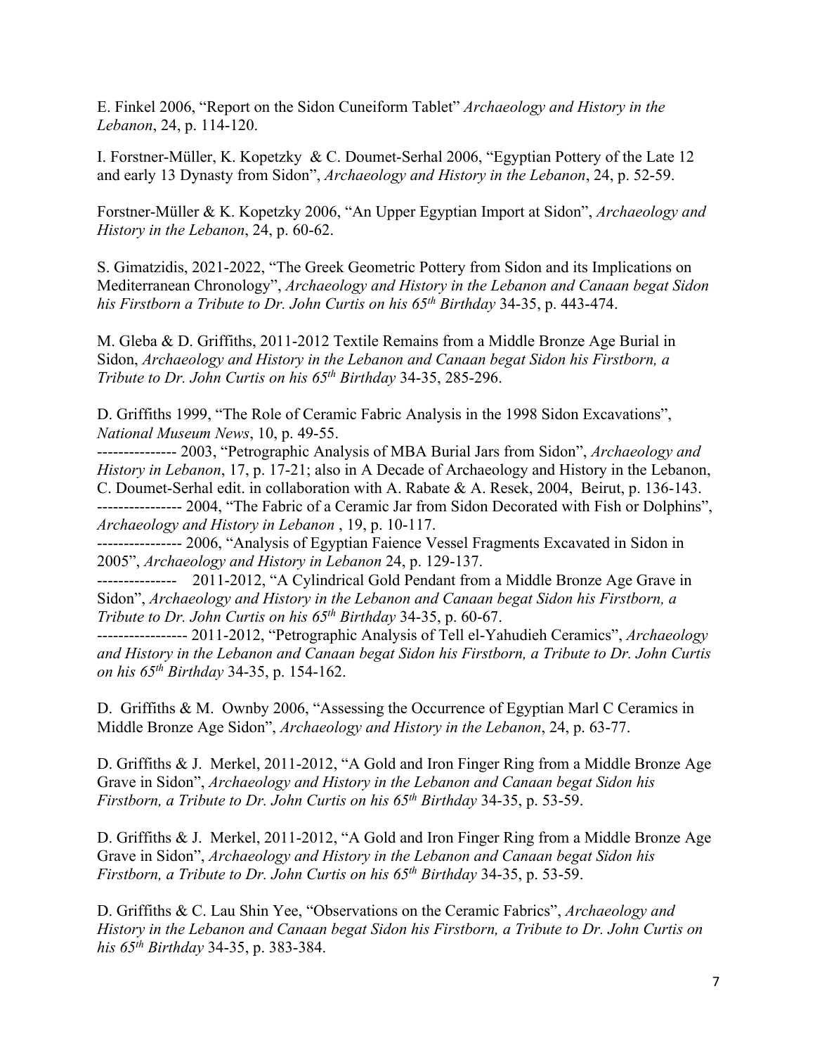E. Finkel 2006, “Report on the Sidon Cuneiform Tablet” *Archaeology and History in the Lebanon*, 24, p. 114-120.

I. Forstner-Müller, K. Kopetzky & C. Doumet-Serhal 2006, “Egyptian Pottery of the Late 12 and early 13 Dynasty from Sidon”, *Archaeology and History in the Lebanon*, 24, p. 52-59.

Forstner-Müller & K. Kopetzky 2006, “An Upper Egyptian Import at Sidon”, *Archaeology and History in the Lebanon*, 24, p. 60-62.

S. Gimatzidis, 2021-2022, “The Greek Geometric Pottery from Sidon and its Implications on Mediterranean Chronology”, *Archaeology and History in the Lebanon and Canaan begat Sidon his Firstborn a Tribute to Dr. John Curtis on his 65th Birthday* 34-35, p. 443-474.

M. Gleba & D. Griffiths, 2011-2012 Textile Remains from a Middle Bronze Age Burial in Sidon, *Archaeology and History in the Lebanon and Canaan begat Sidon his Firstborn, a Tribute to Dr. John Curtis on his 65th Birthday* 34-35, 285-296.

D. Griffiths 1999, “The Role of Ceramic Fabric Analysis in the 1998 Sidon Excavations”, *National Museum News*, 10, p. 49-55.
--------------- 2003, “Petrographic Analysis of MBA Burial Jars from Sidon”, *Archaeology and History in Lebanon*, 17, p. 17-21; also in A Decade of Archaeology and History in the Lebanon, C. Doumet-Serhal edit. in collaboration with A. Rabate & A. Resek, 2004, Beirut, p. 136-143.
---------------- 2004, “The Fabric of a Ceramic Jar from Sidon Decorated with Fish or Dolphins”, *Archaeology and History in Lebanon* , 19, p. 10-117.
---------------- 2006, “Analysis of Egyptian Faience Vessel Fragments Excavated in Sidon in 2005”, *Archaeology and History in Lebanon* 24, p. 129-137.
--------------- 2011-2012, “A Cylindrical Gold Pendant from a Middle Bronze Age Grave in Sidon”, *Archaeology and History in the Lebanon and Canaan begat Sidon his Firstborn, a Tribute to Dr. John Curtis on his 65th Birthday* 34-35, p. 60-67.
----------------- 2011-2012, “Petrographic Analysis of Tell el-Yahudieh Ceramics”, *Archaeology and History in the Lebanon and Canaan begat Sidon his Firstborn, a Tribute to Dr. John Curtis on his 65th Birthday* 34-35, p. 154-162.

D. Griffiths & M. Ownby 2006, “Assessing the Occurrence of Egyptian Marl C Ceramics in Middle Bronze Age Sidon”, *Archaeology and History in the Lebanon*, 24, p. 63-77.

D. Griffiths & J. Merkel, 2011-2012, “A Gold and Iron Finger Ring from a Middle Bronze Age Grave in Sidon”, *Archaeology and History in the Lebanon and Canaan begat Sidon his Firstborn, a Tribute to Dr. John Curtis on his 65th Birthday* 34-35, p. 53-59.

D. Griffiths & J. Merkel, 2011-2012, “A Gold and Iron Finger Ring from a Middle Bronze Age Grave in Sidon”, *Archaeology and History in the Lebanon and Canaan begat Sidon his Firstborn, a Tribute to Dr. John Curtis on his 65th Birthday* 34-35, p. 53-59.

D. Griffiths & C. Lau Shin Yee, “Observations on the Ceramic Fabrics”, *Archaeology and History in the Lebanon and Canaan begat Sidon his Firstborn, a Tribute to Dr. John Curtis on his 65th Birthday* 34-35, p. 383-384.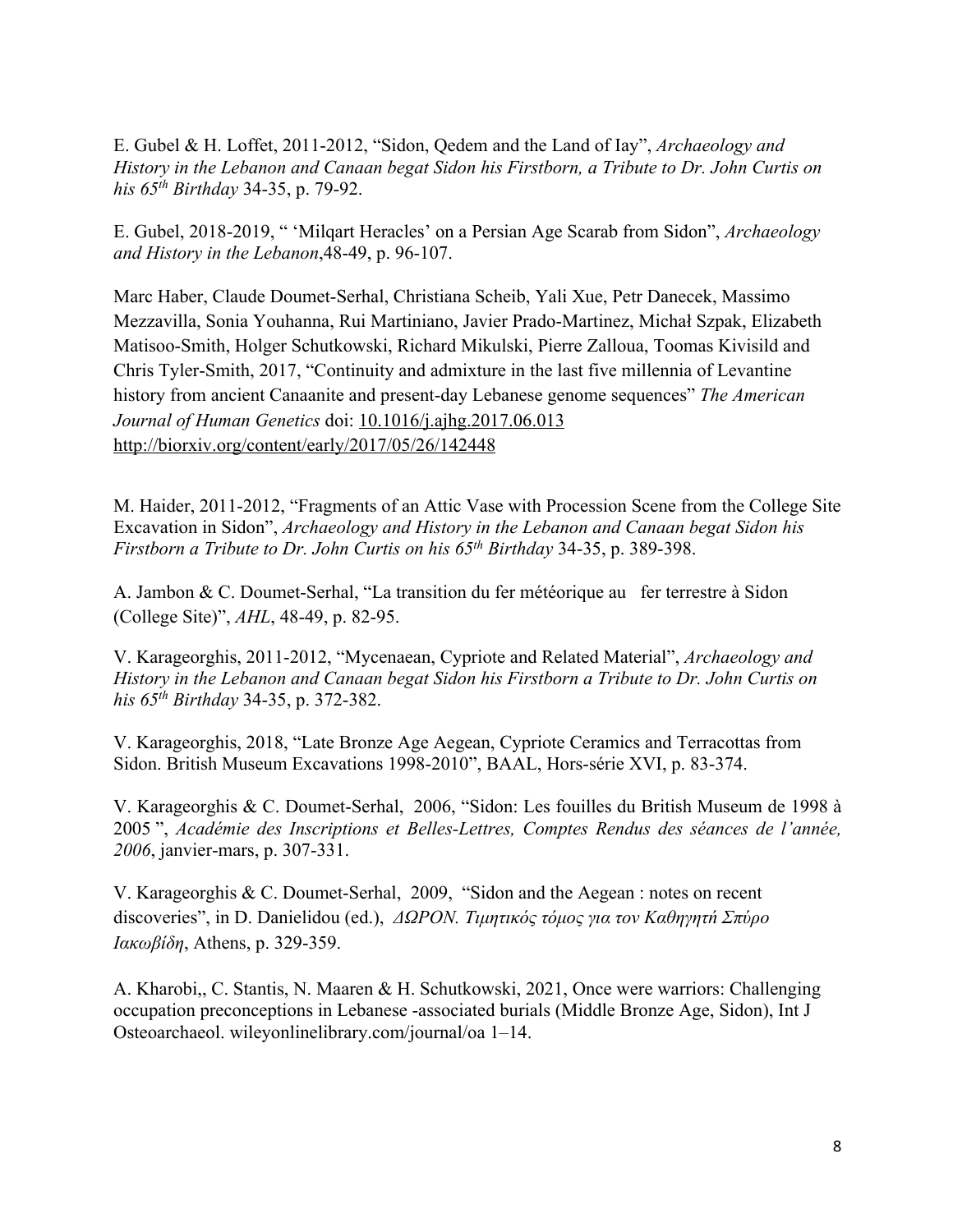E. Gubel & H. Loffet, 2011-2012, "Sidon, Qedem and the Land of Iay", *Archaeology and History in the Lebanon and Canaan begat Sidon his Firstborn, a Tribute to Dr. John Curtis on his 65th Birthday* 34-35, p. 79-92.

E. Gubel, 2018-2019, " 'Milqart Heracles' on a Persian Age Scarab from Sidon", *Archaeology and History in the Lebanon*,48-49, p. 96-107.

Marc Haber, Claude Doumet-Serhal, Christiana Scheib, Yali Xue, Petr Danecek, Massimo Mezzavilla, Sonia Youhanna, Rui Martiniano, Javier Prado-Martinez, Michał Szpak, Elizabeth Matisoo-Smith, Holger Schutkowski, Richard Mikulski, Pierre Zalloua, Toomas Kivisild and Chris Tyler-Smith, 2017, "Continuity and admixture in the last five millennia of Levantine history from ancient Canaanite and present-day Lebanese genome sequences" *The American Journal of Human Genetics* doi: 10.1016/j.ajhg.2017.06.013
http://biorxiv.org/content/early/2017/05/26/142448

M. Haider, 2011-2012, "Fragments of an Attic Vase with Procession Scene from the College Site Excavation in Sidon", *Archaeology and History in the Lebanon and Canaan begat Sidon his Firstborn a Tribute to Dr. John Curtis on his 65th Birthday* 34-35, p. 389-398.

A. Jambon & C. Doumet-Serhal, "La transition du fer météorique au fer terrestre à Sidon (College Site)", *AHL*, 48-49, p. 82-95.

V. Karageorghis, 2011-2012, "Mycenaean, Cypriote and Related Material", *Archaeology and History in the Lebanon and Canaan begat Sidon his Firstborn a Tribute to Dr. John Curtis on his 65th Birthday* 34-35, p. 372-382.

V. Karageorghis, 2018, "Late Bronze Age Aegean, Cypriote Ceramics and Terracottas from Sidon. British Museum Excavations 1998-2010", BAAL, Hors-série XVI, p. 83-374.

V. Karageorghis & C. Doumet-Serhal, 2006, "Sidon: Les fouilles du British Museum de 1998 à 2005 ", *Académie des Inscriptions et Belles-Lettres, Comptes Rendus des séances de l'année, 2006*, janvier-mars, p. 307-331.

V. Karageorghis & C. Doumet-Serhal, 2009, "Sidon and the Aegean : notes on recent discoveries", in D. Danielidou (ed.), *ΔΩΡΟΝ. Τιμητικός τόμος για τον Καθηγητή Σπύρο Ιακωβίδη*, Athens, p. 329-359.

A. Kharobi,, C. Stantis, N. Maaren & H. Schutkowski, 2021, Once were warriors: Challenging occupation preconceptions in Lebanese -associated burials (Middle Bronze Age, Sidon), Int J Osteoarchaeol. wileyonlinelibrary.com/journal/oa 1–14.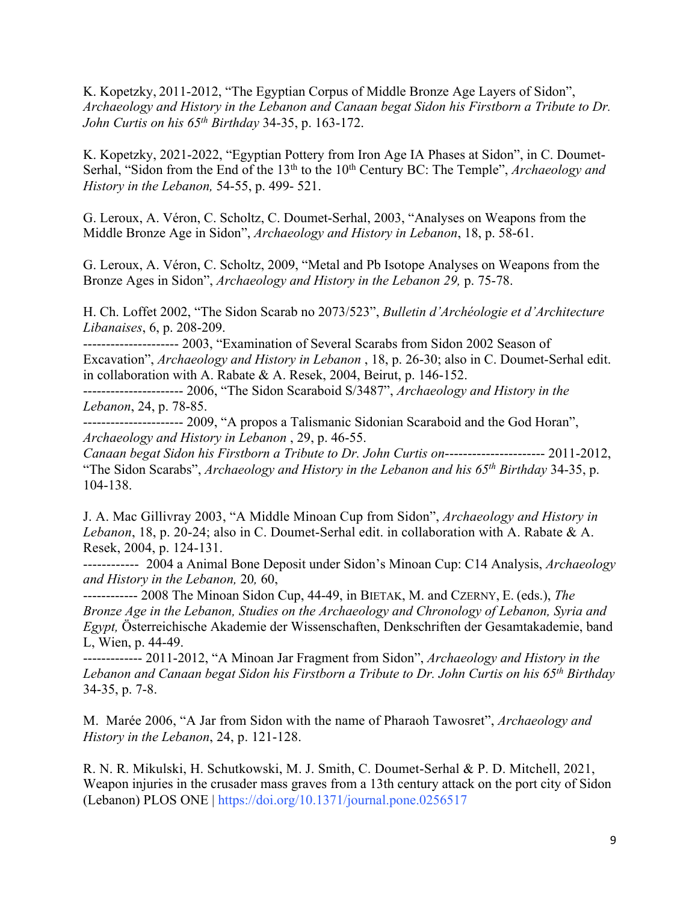K. Kopetzky, 2011-2012, “The Egyptian Corpus of Middle Bronze Age Layers of Sidon”, *Archaeology and History in the Lebanon and Canaan begat Sidon his Firstborn a Tribute to Dr. John Curtis on his 65th Birthday* 34-35, p. 163-172.

K. Kopetzky, 2021-2022, “Egyptian Pottery from Iron Age IA Phases at Sidon”, in C. Doumet-Serhal, “Sidon from the End of the 13th to the 10th Century BC: The Temple”, *Archaeology and History in the Lebanon,* 54-55, p. 499- 521.

G. Leroux, A. Véron, C. Scholtz, C. Doumet-Serhal, 2003, “Analyses on Weapons from the Middle Bronze Age in Sidon”, *Archaeology and History in Lebanon*, 18, p. 58-61.

G. Leroux, A. Véron, C. Scholtz, 2009, “Metal and Pb Isotope Analyses on Weapons from the Bronze Ages in Sidon”, *Archaeology and History in the Lebanon 29,* p. 75-78.

H. Ch. Loffet 2002, “The Sidon Scarab no 2073/523”, *Bulletin d’Archéologie et d’Architecture Libanaises*, 6, p. 208-209.
--------------------- 2003, “Examination of Several Scarabs from Sidon 2002 Season of Excavation”, *Archaeology and History in Lebanon* , 18, p. 26-30; also in C. Doumet-Serhal edit. in collaboration with A. Rabate & A. Resek, 2004, Beirut, p. 146-152.
---------------------- 2006, “The Sidon Scaraboid S/3487”, *Archaeology and History in the Lebanon*, 24, p. 78-85.
---------------------- 2009, “A propos a Talismanic Sidonian Scaraboid and the God Horan”, *Archaeology and History in Lebanon* , 29, p. 46-55.
*Canaan begat Sidon his Firstborn a Tribute to Dr. John Curtis on*---------------------- 2011-2012, “The Sidon Scarabs”, *Archaeology and History in the Lebanon and his 65th Birthday* 34-35, p. 104-138.

J. A. Mac Gillivray 2003, “A Middle Minoan Cup from Sidon”, *Archaeology and History in Lebanon*, 18, p. 20-24; also in C. Doumet-Serhal edit. in collaboration with A. Rabate & A. Resek, 2004, p. 124-131.
------------ 2004 a Animal Bone Deposit under Sidon’s Minoan Cup: C14 Analysis, *Archaeology and History in the Lebanon,* 20*,* 60,
------------ 2008 The Minoan Sidon Cup, 44-49, in BIETAK, M. and CZERNY, E. (eds.), *The Bronze Age in the Lebanon, Studies on the Archaeology and Chronology of Lebanon, Syria and Egypt,* Österreichische Akademie der Wissenschaften, Denkschriften der Gesamtakademie, band L, Wien, p. 44-49.
------------- 2011-2012, “A Minoan Jar Fragment from Sidon”, *Archaeology and History in the Lebanon and Canaan begat Sidon his Firstborn a Tribute to Dr. John Curtis on his 65th Birthday* 34-35, p. 7-8.

M. Marée 2006, “A Jar from Sidon with the name of Pharaoh Tawosret”, *Archaeology and History in the Lebanon*, 24, p. 121-128.

R. N. R. Mikulski, H. Schutkowski, M. J. Smith, C. Doumet-Serhal & P. D. Mitchell, 2021, Weapon injuries in the crusader mass graves from a 13th century attack on the port city of Sidon (Lebanon) PLOS ONE | https://doi.org/10.1371/journal.pone.0256517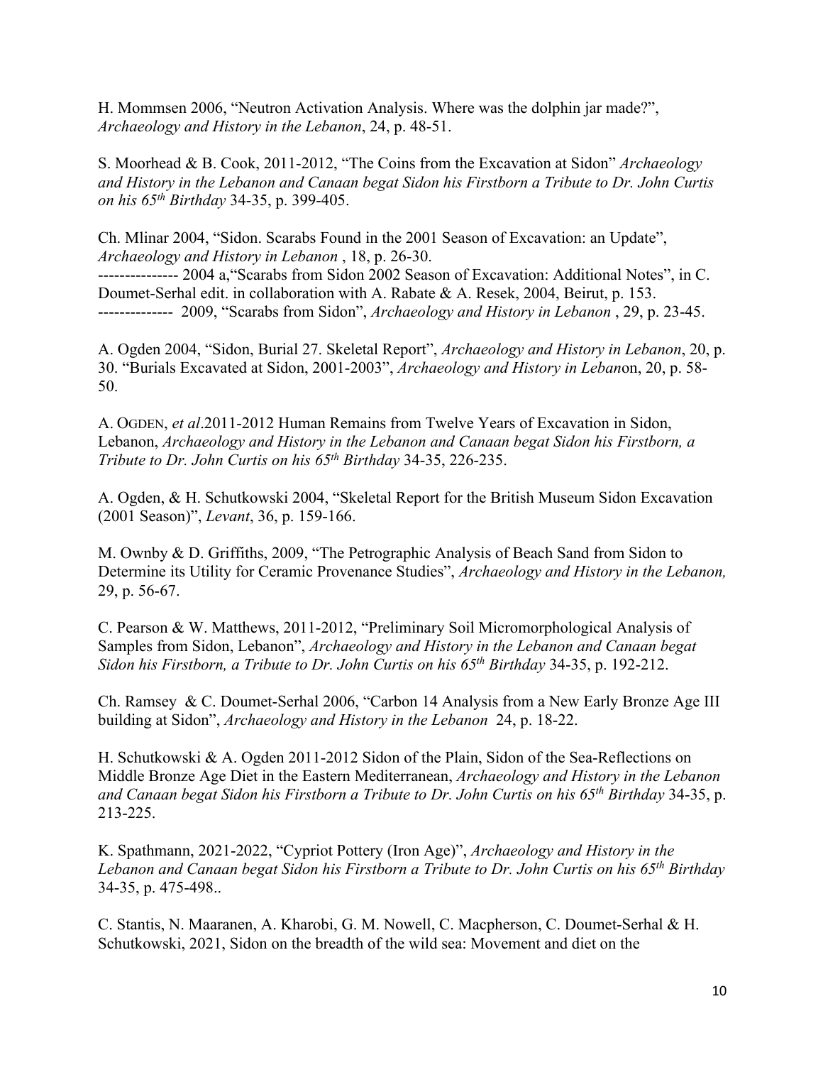H. Mommsen 2006, “Neutron Activation Analysis. Where was the dolphin jar made?”, *Archaeology and History in the Lebanon*, 24, p. 48-51.

S. Moorhead & B. Cook, 2011-2012, “The Coins from the Excavation at Sidon” *Archaeology and History in the Lebanon and Canaan begat Sidon his Firstborn a Tribute to Dr. John Curtis on his 65th Birthday* 34-35, p. 399-405.

Ch. Mlinar 2004, “Sidon. Scarabs Found in the 2001 Season of Excavation: an Update”, *Archaeology and History in Lebanon* , 18, p. 26-30.
--------------- 2004 a,“Scarabs from Sidon 2002 Season of Excavation: Additional Notes”, in C. Doumet-Serhal edit. in collaboration with A. Rabate & A. Resek, 2004, Beirut, p. 153.
------------- 2009, “Scarabs from Sidon”, *Archaeology and History in Lebanon* , 29, p. 23-45.

A. Ogden 2004, “Sidon, Burial 27. Skeletal Report”, *Archaeology and History in Lebanon*, 20, p. 30. “Burials Excavated at Sidon, 2001-2003”, *Archaeology and History in Lebanon*, 20, p. 58-50.

A. OGDEN, *et al*.2011-2012 Human Remains from Twelve Years of Excavation in Sidon, Lebanon, *Archaeology and History in the Lebanon and Canaan begat Sidon his Firstborn, a Tribute to Dr. John Curtis on his 65th Birthday* 34-35, 226-235.

A. Ogden, & H. Schutkowski 2004, “Skeletal Report for the British Museum Sidon Excavation (2001 Season)”, *Levant*, 36, p. 159-166.

M. Ownby & D. Griffiths, 2009, “The Petrographic Analysis of Beach Sand from Sidon to Determine its Utility for Ceramic Provenance Studies”, *Archaeology and History in the Lebanon,* 29, p. 56-67.

C. Pearson & W. Matthews, 2011-2012, “Preliminary Soil Micromorphological Analysis of Samples from Sidon, Lebanon”, *Archaeology and History in the Lebanon and Canaan begat Sidon his Firstborn, a Tribute to Dr. John Curtis on his 65th Birthday* 34-35, p. 192-212.

Ch. Ramsey & C. Doumet-Serhal 2006, “Carbon 14 Analysis from a New Early Bronze Age III building at Sidon”, *Archaeology and History in the Lebanon* 24, p. 18-22.

H. Schutkowski & A. Ogden 2011-2012 Sidon of the Plain, Sidon of the Sea-Reflections on Middle Bronze Age Diet in the Eastern Mediterranean, *Archaeology and History in the Lebanon and Canaan begat Sidon his Firstborn a Tribute to Dr. John Curtis on his 65th Birthday* 34-35, p. 213-225.

K. Spathmann, 2021-2022, “Cypriot Pottery (Iron Age)”, *Archaeology and History in the Lebanon and Canaan begat Sidon his Firstborn a Tribute to Dr. John Curtis on his 65th Birthday* 34-35, p. 475-498..

C. Stantis, N. Maaranen, A. Kharobi, G. M. Nowell, C. Macpherson, C. Doumet-Serhal & H. Schutkowski, 2021, Sidon on the breadth of the wild sea: Movement and diet on the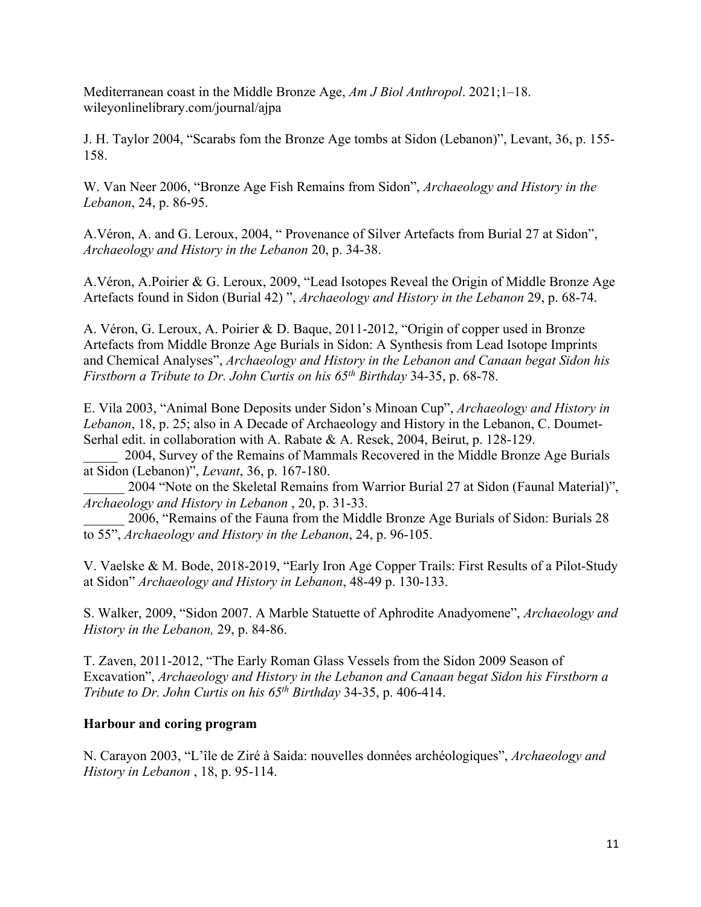Mediterranean coast in the Middle Bronze Age, *Am J Biol Anthropol*. 2021;1–18. wileyonlinelibrary.com/journal/ajpa

J. H. Taylor 2004, "Scarabs fom the Bronze Age tombs at Sidon (Lebanon)", Levant, 36, p. 155-158.

W. Van Neer 2006, "Bronze Age Fish Remains from Sidon", *Archaeology and History in the Lebanon*, 24, p. 86-95.

A.Véron, A. and G. Leroux, 2004, " Provenance of Silver Artefacts from Burial 27 at Sidon", *Archaeology and History in the Lebanon* 20, p. 34-38.

A.Véron, A.Poirier & G. Leroux, 2009, "Lead Isotopes Reveal the Origin of Middle Bronze Age Artefacts found in Sidon (Burial 42) ", *Archaeology and History in the Lebanon* 29, p. 68-74.

A. Véron, G. Leroux, A. Poirier & D. Baque, 2011-2012, "Origin of copper used in Bronze Artefacts from Middle Bronze Age Burials in Sidon: A Synthesis from Lead Isotope Imprints and Chemical Analyses", *Archaeology and History in the Lebanon and Canaan begat Sidon his Firstborn a Tribute to Dr. John Curtis on his 65th Birthday* 34-35, p. 68-78.

E. Vila 2003, "Animal Bone Deposits under Sidon's Minoan Cup", *Archaeology and History in Lebanon*, 18, p. 25; also in A Decade of Archaeology and History in the Lebanon, C. Doumet-Serhal edit. in collaboration with A. Rabate & A. Resek, 2004, Beirut, p. 128-129.
_____ 2004, Survey of the Remains of Mammals Recovered in the Middle Bronze Age Burials at Sidon (Lebanon)", *Levant*, 36, p. 167-180.
______ 2004 "Note on the Skeletal Remains from Warrior Burial 27 at Sidon (Faunal Material)", *Archaeology and History in Lebanon* , 20, p. 31-33.
______ 2006, "Remains of the Fauna from the Middle Bronze Age Burials of Sidon: Burials 28 to 55", *Archaeology and History in the Lebanon*, 24, p. 96-105.

V. Vaelske & M. Bode, 2018-2019, "Early Iron Age Copper Trails: First Results of a Pilot-Study at Sidon" *Archaeology and History in Lebanon*, 48-49 p. 130-133.

S. Walker, 2009, "Sidon 2007. A Marble Statuette of Aphrodite Anadyomene", *Archaeology and History in the Lebanon,* 29, p. 84-86.

T. Zaven, 2011-2012, "The Early Roman Glass Vessels from the Sidon 2009 Season of Excavation", *Archaeology and History in the Lebanon and Canaan begat Sidon his Firstborn a Tribute to Dr. John Curtis on his 65th Birthday* 34-35, p. 406-414.

**Harbour and coring program**

N. Carayon 2003, "L'île de Ziré à Saida: nouvelles données archéologiques", *Archaeology and History in Lebanon* , 18, p. 95-114.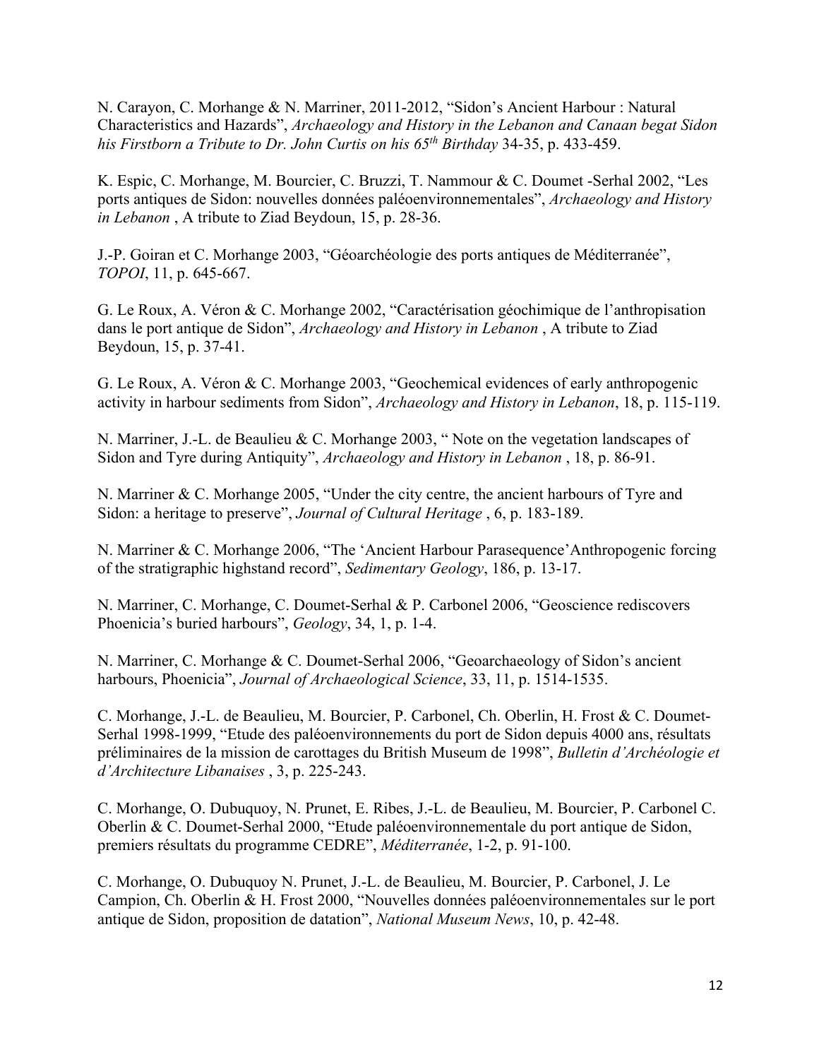N. Carayon, C. Morhange & N. Marriner, 2011-2012, "Sidon's Ancient Harbour : Natural Characteristics and Hazards", *Archaeology and History in the Lebanon and Canaan begat Sidon his Firstborn a Tribute to Dr. John Curtis on his 65th Birthday* 34-35, p. 433-459.

K. Espic, C. Morhange, M. Bourcier, C. Bruzzi, T. Nammour & C. Doumet -Serhal 2002, "Les ports antiques de Sidon: nouvelles données paléoenvironnementales", *Archaeology and History in Lebanon* , A tribute to Ziad Beydoun, 15, p. 28-36.

J.-P. Goiran et C. Morhange 2003, "Géoarchéologie des ports antiques de Méditerranée", *TOPOI*, 11, p. 645-667.

G. Le Roux, A. Véron & C. Morhange 2002, "Caractérisation géochimique de l'anthropisation dans le port antique de Sidon", *Archaeology and History in Lebanon* , A tribute to Ziad Beydoun, 15, p. 37-41.

G. Le Roux, A. Véron & C. Morhange 2003, "Geochemical evidences of early anthropogenic activity in harbour sediments from Sidon", *Archaeology and History in Lebanon*, 18, p. 115-119.

N. Marriner, J.-L. de Beaulieu & C. Morhange 2003, " Note on the vegetation landscapes of Sidon and Tyre during Antiquity", *Archaeology and History in Lebanon* , 18, p. 86-91.

N. Marriner & C. Morhange 2005, "Under the city centre, the ancient harbours of Tyre and Sidon: a heritage to preserve", *Journal of Cultural Heritage* , 6, p. 183-189.

N. Marriner & C. Morhange 2006, "The 'Ancient Harbour Parasequence'Anthropogenic forcing of the stratigraphic highstand record", *Sedimentary Geology*, 186, p. 13-17.

N. Marriner, C. Morhange, C. Doumet-Serhal & P. Carbonel 2006, "Geoscience rediscovers Phoenicia's buried harbours", *Geology*, 34, 1, p. 1-4.

N. Marriner, C. Morhange & C. Doumet-Serhal 2006, "Geoarchaeology of Sidon's ancient harbours, Phoenicia", *Journal of Archaeological Science*, 33, 11, p. 1514-1535.

C. Morhange, J.-L. de Beaulieu, M. Bourcier, P. Carbonel, Ch. Oberlin, H. Frost & C. Doumet-Serhal 1998-1999, "Etude des paléoenvironnements du port de Sidon depuis 4000 ans, résultats préliminaires de la mission de carottages du British Museum de 1998", *Bulletin d'Archéologie et d'Architecture Libanaises* , 3, p. 225-243.

C. Morhange, O. Dubuquoy, N. Prunet, E. Ribes, J.-L. de Beaulieu, M. Bourcier, P. Carbonel C. Oberlin & C. Doumet-Serhal 2000, "Etude paléoenvironnementale du port antique de Sidon, premiers résultats du programme CEDRE", *Méditerranée*, 1-2, p. 91-100.

C. Morhange, O. Dubuquoy N. Prunet, J.-L. de Beaulieu, M. Bourcier, P. Carbonel, J. Le Campion, Ch. Oberlin & H. Frost 2000, "Nouvelles données paléoenvironnementales sur le port antique de Sidon, proposition de datation", *National Museum News*, 10, p. 42-48.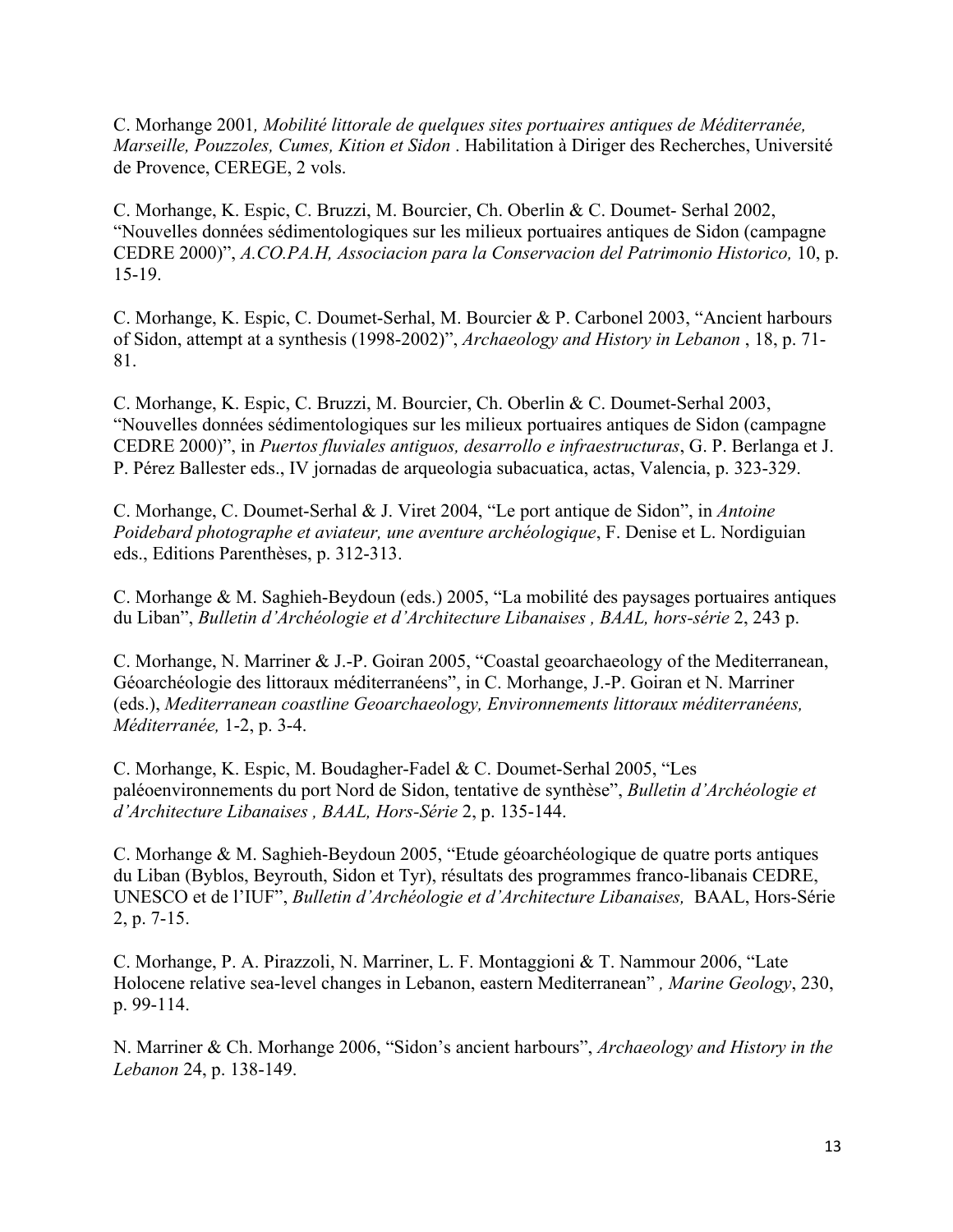C. Morhange 2001*, Mobilité littorale de quelques sites portuaires antiques de Méditerranée, Marseille, Pouzzoles, Cumes, Kition et Sidon* . Habilitation à Diriger des Recherches, Université de Provence, CEREGE, 2 vols.

C. Morhange, K. Espic, C. Bruzzi, M. Bourcier, Ch. Oberlin & C. Doumet- Serhal 2002, "Nouvelles données sédimentologiques sur les milieux portuaires antiques de Sidon (campagne CEDRE 2000)", *A.CO.PA.H, Associacion para la Conservacion del Patrimonio Historico,* 10, p. 15-19.

C. Morhange, K. Espic, C. Doumet-Serhal, M. Bourcier & P. Carbonel 2003, "Ancient harbours of Sidon, attempt at a synthesis (1998-2002)", *Archaeology and History in Lebanon* , 18, p. 71-81.

C. Morhange, K. Espic, C. Bruzzi, M. Bourcier, Ch. Oberlin & C. Doumet-Serhal 2003, "Nouvelles données sédimentologiques sur les milieux portuaires antiques de Sidon (campagne CEDRE 2000)", in *Puertos fluviales antiguos, desarrollo e infraestructuras*, G. P. Berlanga et J. P. Pérez Ballester eds., IV jornadas de arqueologia subacuatica, actas, Valencia, p. 323-329.

C. Morhange, C. Doumet-Serhal & J. Viret 2004, "Le port antique de Sidon", in *Antoine Poidebard photographe et aviateur, une aventure archéologique*, F. Denise et L. Nordiguian eds., Editions Parenthèses, p. 312-313.

C. Morhange & M. Saghieh-Beydoun (eds.) 2005, "La mobilité des paysages portuaires antiques du Liban", *Bulletin d'Archéologie et d'Architecture Libanaises , BAAL, hors-série* 2, 243 p.

C. Morhange, N. Marriner & J.-P. Goiran 2005, "Coastal geoarchaeology of the Mediterranean, Géoarchéologie des littoraux méditerranéens", in C. Morhange, J.-P. Goiran et N. Marriner (eds.), *Mediterranean coastline Geoarchaeology, Environnements littoraux méditerranéens, Méditerranée,* 1-2, p. 3-4.

C. Morhange, K. Espic, M. Boudagher-Fadel & C. Doumet-Serhal 2005, "Les paléoenvironnements du port Nord de Sidon, tentative de synthèse", *Bulletin d'Archéologie et d'Architecture Libanaises , BAAL, Hors-Série* 2, p. 135-144.

C. Morhange & M. Saghieh-Beydoun 2005, "Etude géoarchéologique de quatre ports antiques du Liban (Byblos, Beyrouth, Sidon et Tyr), résultats des programmes franco-libanais CEDRE, UNESCO et de l'IUF", *Bulletin d'Archéologie et d'Architecture Libanaises,* BAAL, Hors-Série 2, p. 7-15.

C. Morhange, P. A. Pirazzoli, N. Marriner, L. F. Montaggioni & T. Nammour 2006, "Late Holocene relative sea-level changes in Lebanon, eastern Mediterranean" *, Marine Geology*, 230, p. 99-114.

N. Marriner & Ch. Morhange 2006, "Sidon's ancient harbours", *Archaeology and History in the Lebanon* 24, p. 138-149.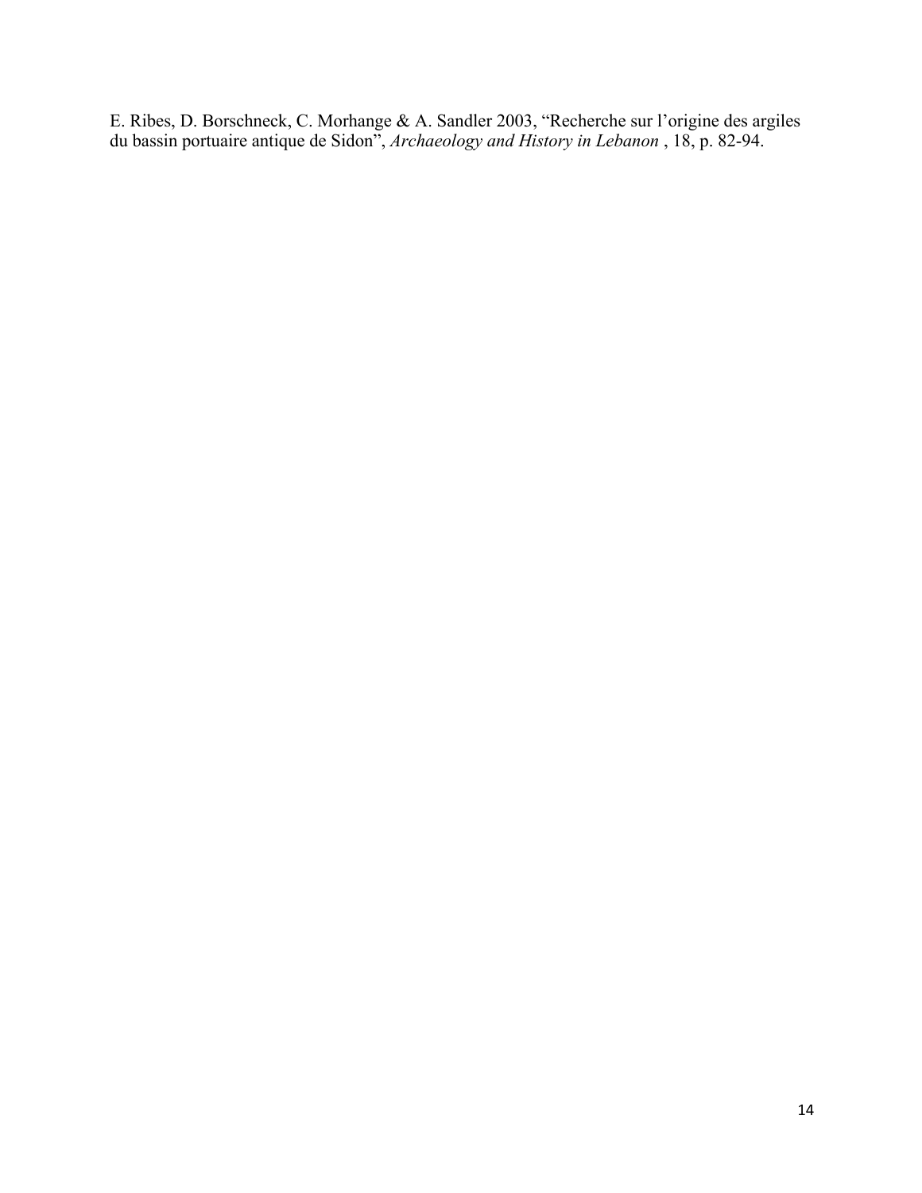E. Ribes, D. Borschneck, C. Morhange & A. Sandler 2003, "Recherche sur l'origine des argiles du bassin portuaire antique de Sidon", *Archaeology and History in Lebanon* , 18, p. 82-94.